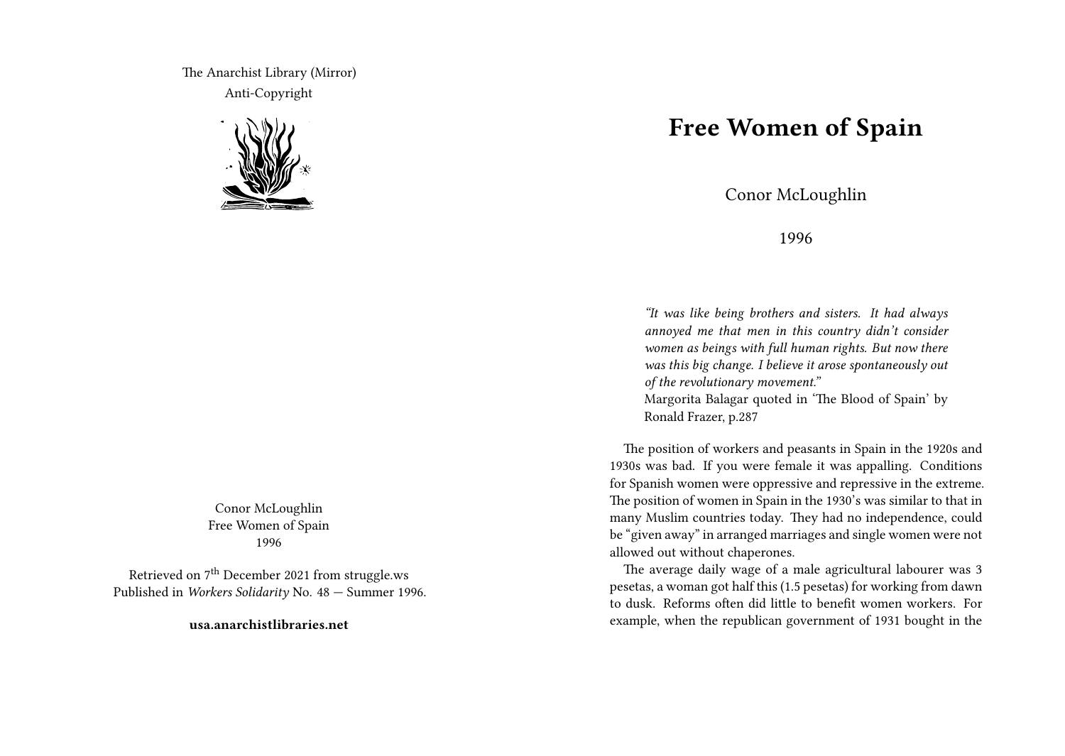The Anarchist Library (Mirror)
Anti-Copyright

Conor McLoughlin
Free Women of Spain
1996

Retrieved on 7th December 2021 from struggle.ws
Published in *Workers Solidarity* No. 48 — Summer 1996.

**usa.anarchistlibraries.net**

# Free Women of Spain

Conor McLoughlin

1996

> *"It was like being brothers and sisters. It had always annoyed me that men in this country didn't consider women as beings with full human rights. But now there was this big change. I believe it arose spontaneously out of the revolutionary movement."*
> Margorita Balagar quoted in 'The Blood of Spain' by Ronald Frazer, p.287

The position of workers and peasants in Spain in the 1920s and 1930s was bad. If you were female it was appalling. Conditions for Spanish women were oppressive and repressive in the extreme. The position of women in Spain in the 1930's was similar to that in many Muslim countries today. They had no independence, could be "given away" in arranged marriages and single women were not allowed out without chaperones.

The average daily wage of a male agricultural labourer was 3 pesetas, a woman got half this (1.5 pesetas) for working from dawn to dusk. Reforms often did little to benefit women workers. For example, when the republican government of 1931 bought in the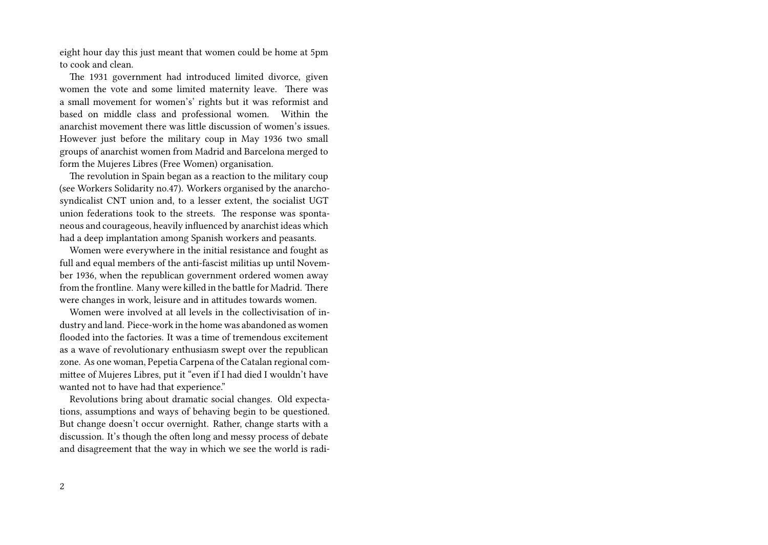eight hour day this just meant that women could be home at 5pm to cook and clean.

The 1931 government had introduced limited divorce, given women the vote and some limited maternity leave. There was a small movement for women's' rights but it was reformist and based on middle class and professional women. Within the anarchist movement there was little discussion of women's issues. However just before the military coup in May 1936 two small groups of anarchist women from Madrid and Barcelona merged to form the Mujeres Libres (Free Women) organisation.

The revolution in Spain began as a reaction to the military coup (see Workers Solidarity no.47). Workers organised by the anarcho-syndicalist CNT union and, to a lesser extent, the socialist UGT union federations took to the streets. The response was spontaneous and courageous, heavily influenced by anarchist ideas which had a deep implantation among Spanish workers and peasants.

Women were everywhere in the initial resistance and fought as full and equal members of the anti-fascist militias up until November 1936, when the republican government ordered women away from the frontline. Many were killed in the battle for Madrid. There were changes in work, leisure and in attitudes towards women.

Women were involved at all levels in the collectivisation of industry and land. Piece-work in the home was abandoned as women flooded into the factories. It was a time of tremendous excitement as a wave of revolutionary enthusiasm swept over the republican zone. As one woman, Pepetia Carpena of the Catalan regional committee of Mujeres Libres, put it "even if I had died I wouldn't have wanted not to have had that experience."

Revolutions bring about dramatic social changes. Old expectations, assumptions and ways of behaving begin to be questioned. But change doesn't occur overnight. Rather, change starts with a discussion. It's though the often long and messy process of debate and disagreement that the way in which we see the world is radi-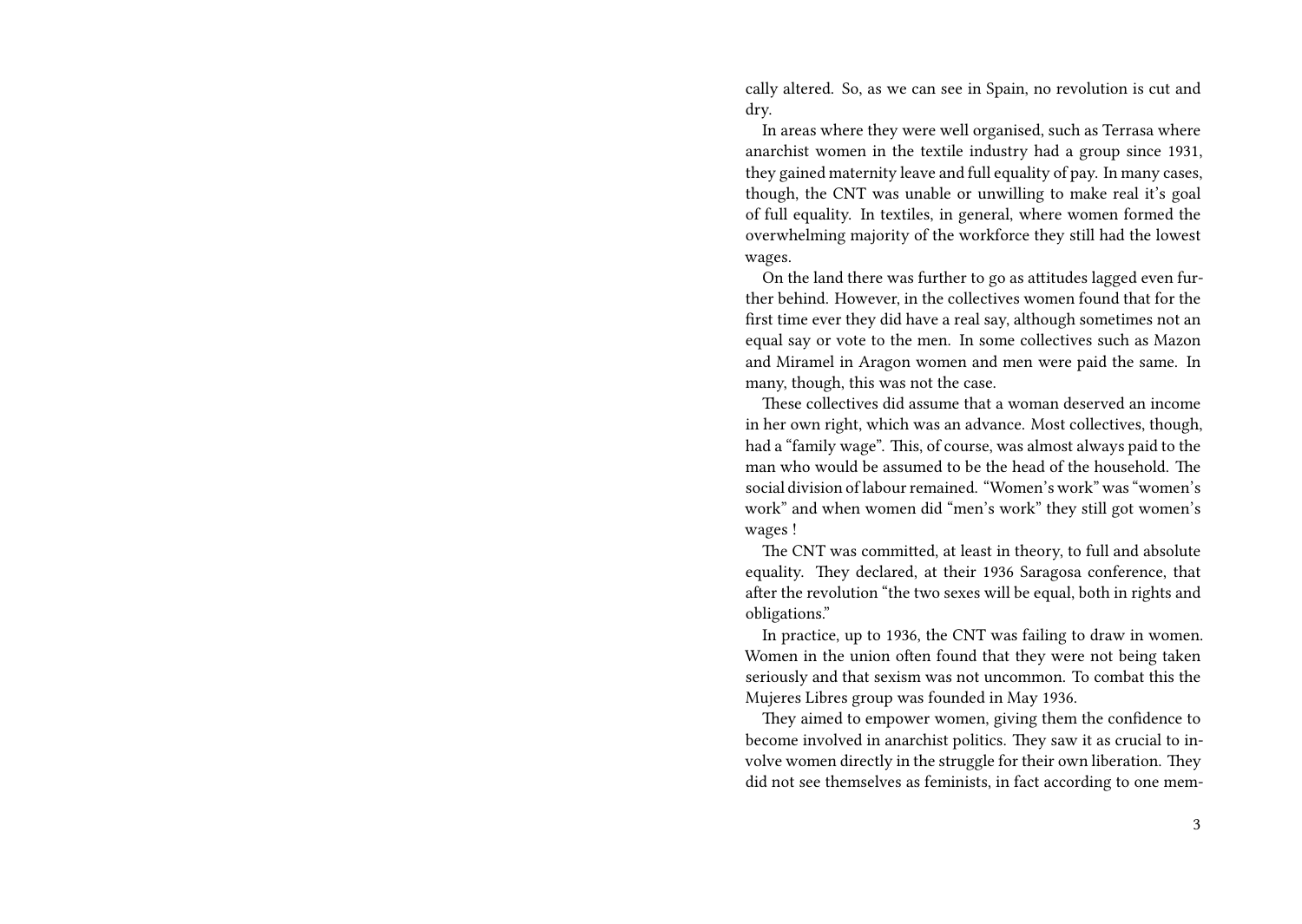cally altered. So, as we can see in Spain, no revolution is cut and dry.

In areas where they were well organised, such as Terrasa where anarchist women in the textile industry had a group since 1931, they gained maternity leave and full equality of pay. In many cases, though, the CNT was unable or unwilling to make real it's goal of full equality. In textiles, in general, where women formed the overwhelming majority of the workforce they still had the lowest wages.

On the land there was further to go as attitudes lagged even further behind. However, in the collectives women found that for the first time ever they did have a real say, although sometimes not an equal say or vote to the men. In some collectives such as Mazon and Miramel in Aragon women and men were paid the same. In many, though, this was not the case.

These collectives did assume that a woman deserved an income in her own right, which was an advance. Most collectives, though, had a "family wage". This, of course, was almost always paid to the man who would be assumed to be the head of the household. The social division of labour remained. "Women's work" was "women's work" and when women did "men's work" they still got women's wages !

The CNT was committed, at least in theory, to full and absolute equality. They declared, at their 1936 Saragosa conference, that after the revolution "the two sexes will be equal, both in rights and obligations."

In practice, up to 1936, the CNT was failing to draw in women. Women in the union often found that they were not being taken seriously and that sexism was not uncommon. To combat this the Mujeres Libres group was founded in May 1936.

They aimed to empower women, giving them the confidence to become involved in anarchist politics. They saw it as crucial to involve women directly in the struggle for their own liberation. They did not see themselves as feminists, in fact according to one mem-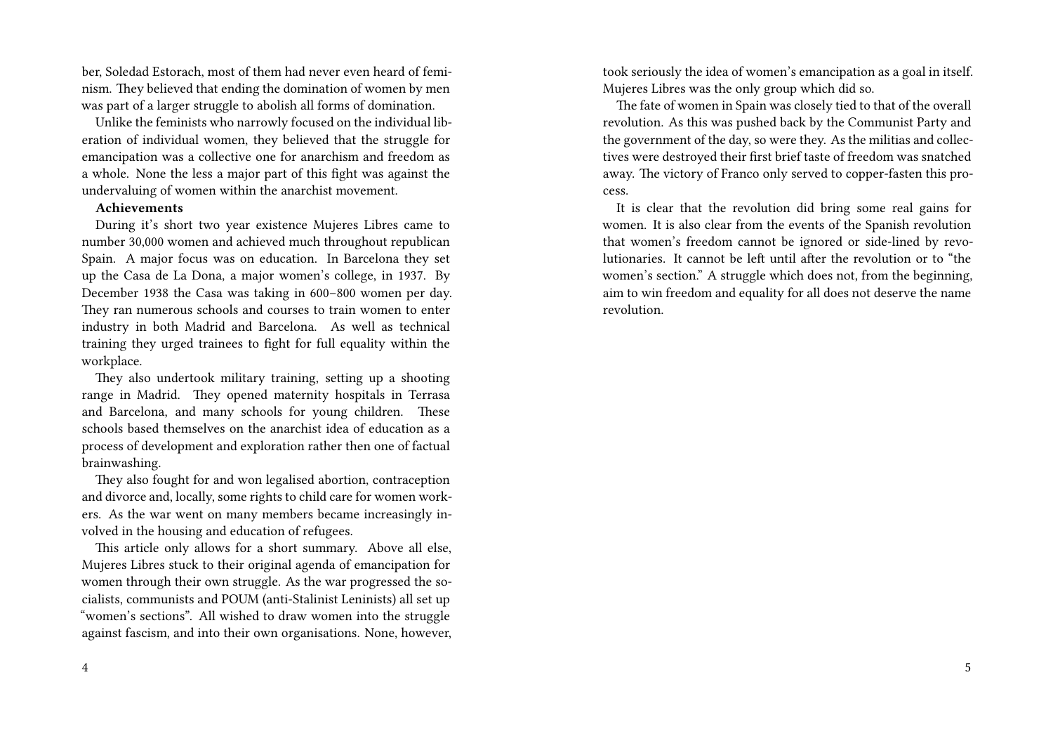ber, Soledad Estorach, most of them had never even heard of feminism. They believed that ending the domination of women by men was part of a larger struggle to abolish all forms of domination.

Unlike the feminists who narrowly focused on the individual liberation of individual women, they believed that the struggle for emancipation was a collective one for anarchism and freedom as a whole. None the less a major part of this fight was against the undervaluing of women within the anarchist movement.

**Achievements**

During it's short two year existence Mujeres Libres came to number 30,000 women and achieved much throughout republican Spain. A major focus was on education. In Barcelona they set up the Casa de La Dona, a major women's college, in 1937. By December 1938 the Casa was taking in 600–800 women per day. They ran numerous schools and courses to train women to enter industry in both Madrid and Barcelona. As well as technical training they urged trainees to fight for full equality within the workplace.

They also undertook military training, setting up a shooting range in Madrid. They opened maternity hospitals in Terrasa and Barcelona, and many schools for young children. These schools based themselves on the anarchist idea of education as a process of development and exploration rather then one of factual brainwashing.

They also fought for and won legalised abortion, contraception and divorce and, locally, some rights to child care for women workers. As the war went on many members became increasingly involved in the housing and education of refugees.

This article only allows for a short summary. Above all else, Mujeres Libres stuck to their original agenda of emancipation for women through their own struggle. As the war progressed the socialists, communists and POUM (anti-Stalinist Leninists) all set up "women's sections". All wished to draw women into the struggle against fascism, and into their own organisations. None, however, took seriously the idea of women's emancipation as a goal in itself. Mujeres Libres was the only group which did so.

The fate of women in Spain was closely tied to that of the overall revolution. As this was pushed back by the Communist Party and the government of the day, so were they. As the militias and collectives were destroyed their first brief taste of freedom was snatched away. The victory of Franco only served to copper-fasten this process.

It is clear that the revolution did bring some real gains for women. It is also clear from the events of the Spanish revolution that women's freedom cannot be ignored or side-lined by revolutionaries. It cannot be left until after the revolution or to "the women's section." A struggle which does not, from the beginning, aim to win freedom and equality for all does not deserve the name revolution.